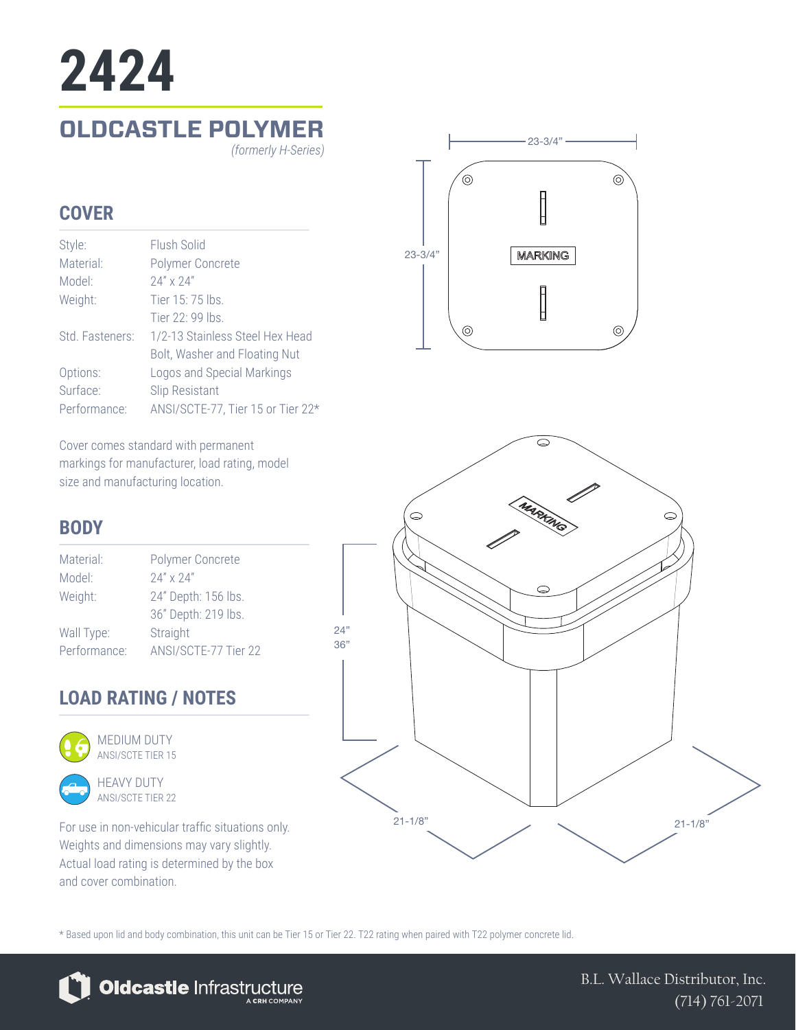# 2424

## OLDCASTLE POLYMER

*(formerly H-Series)*

### COVER

| | |
|---|---|
| Style: | Flush Solid |
| Material: | Polymer Concrete |
| Model: | 24" x 24" |
| Weight: | Tier 15: 75 lbs.<br>Tier 22: 99 lbs. |
| Std. Fasteners: | 1/2-13 Stainless Steel Hex Head Bolt, Washer and Floating Nut |
| Options: | Logos and Special Markings |
| Surface: | Slip Resistant |
| Performance: | ANSI/SCTE-77, Tier 15 or Tier 22* |

Cover comes standard with permanent markings for manufacturer, load rating, model size and manufacturing location.

### BODY

| | |
|---|---|
| Material: | Polymer Concrete |
| Model: | 24" x 24" |
| Weight: | 24" Depth: 156 lbs.<br>36" Depth: 219 lbs. |
| Wall Type: | Straight |
| Performance: | ANSI/SCTE-77 Tier 22 |

### LOAD RATING / NOTES

MEDIUM DUTY
ANSI/SCTE TIER 15

HEAVY DUTY
ANSI/SCTE TIER 22

For use in non-vehicular traffic situations only. Weights and dimensions may vary slightly. Actual load rating is determined by the box and cover combination.

23-3/4"

23-3/4"

MARKING

24"
36"

21-1/8"

21-1/8"

\* Based upon lid and body combination, this unit can be Tier 15 or Tier 22. T22 rating when paired with T22 polymer concrete lid.

Oldcastle Infrastructure
A CRH COMPANY

B.L. Wallace Distributor, Inc.
(714) 761-2071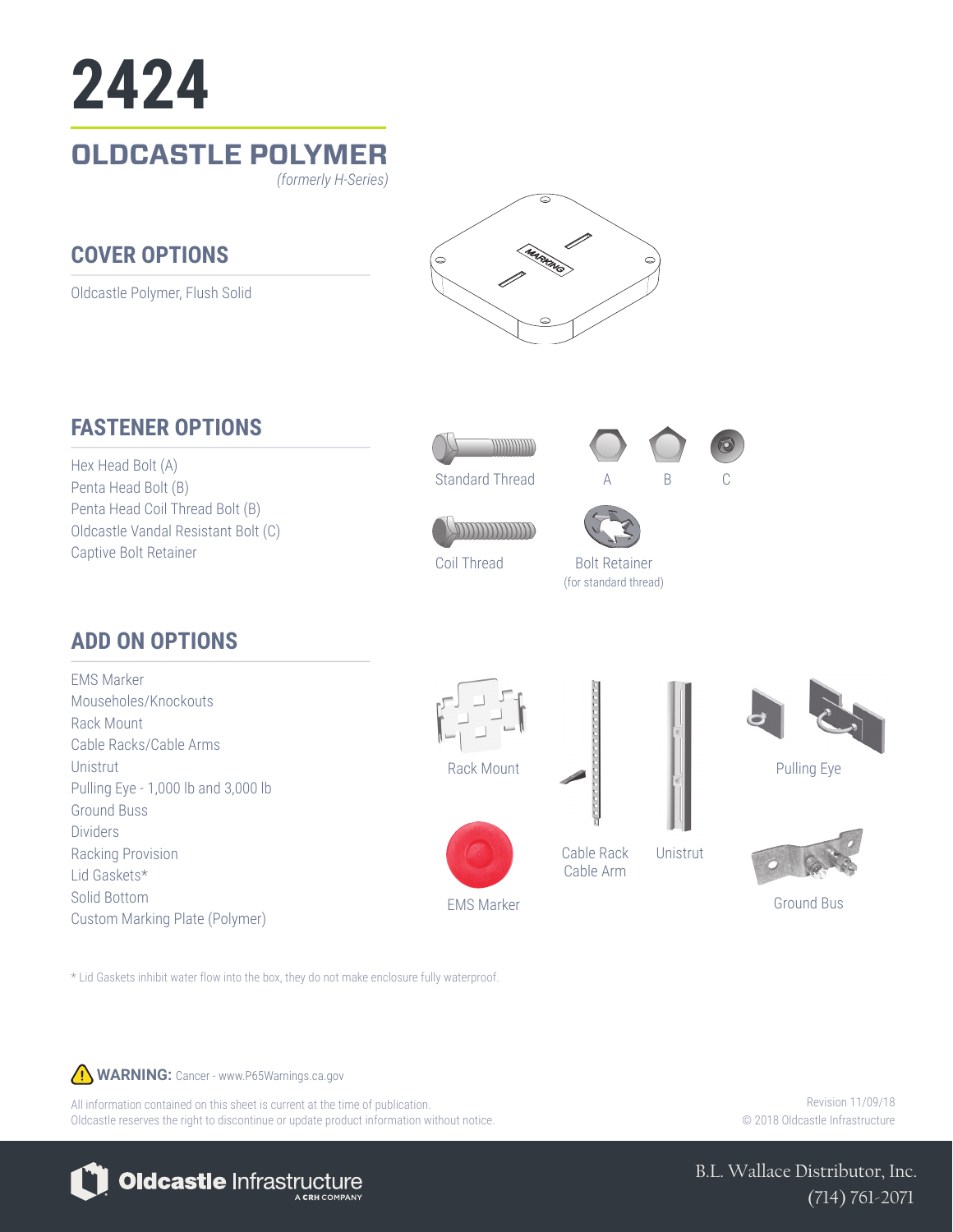# 2424

## OLDCASTLE POLYMER

*(formerly H-Series)*

### COVER OPTIONS

Oldcastle Polymer, Flush Solid

MARKING

### FASTENER OPTIONS

- Hex Head Bolt (A)
- Penta Head Bolt (B)
- Penta Head Coil Thread Bolt (B)
- Oldcastle Vandal Resistant Bolt (C)
- Captive Bolt Retainer

Standard Thread

A

B

C

Coil Thread

Bolt Retainer
(for standard thread)

### ADD ON OPTIONS

- EMS Marker
- Mouseholes/Knockouts
- Rack Mount
- Cable Racks/Cable Arms
- Unistrut
- Pulling Eye - 1,000 lb and 3,000 lb
- Ground Buss
- Dividers
- Racking Provision
- Lid Gaskets*
- Solid Bottom
- Custom Marking Plate (Polymer)

Rack Mount

Cable Rack
Cable Arm

Unistrut

Pulling Eye

EMS Marker

Ground Bus

\* Lid Gaskets inhibit water flow into the box, they do not make enclosure fully waterproof.

**WARNING:** Cancer - www.P65Warnings.ca.gov

All information contained on this sheet is current at the time of publication.
Oldcastle reserves the right to discontinue or update product information without notice.

Revision 11/09/18
© 2018 Oldcastle Infrastructure

Oldcastle Infrastructure
A CRH COMPANY

B.L. Wallace Distributor, Inc.
(714) 761-2071